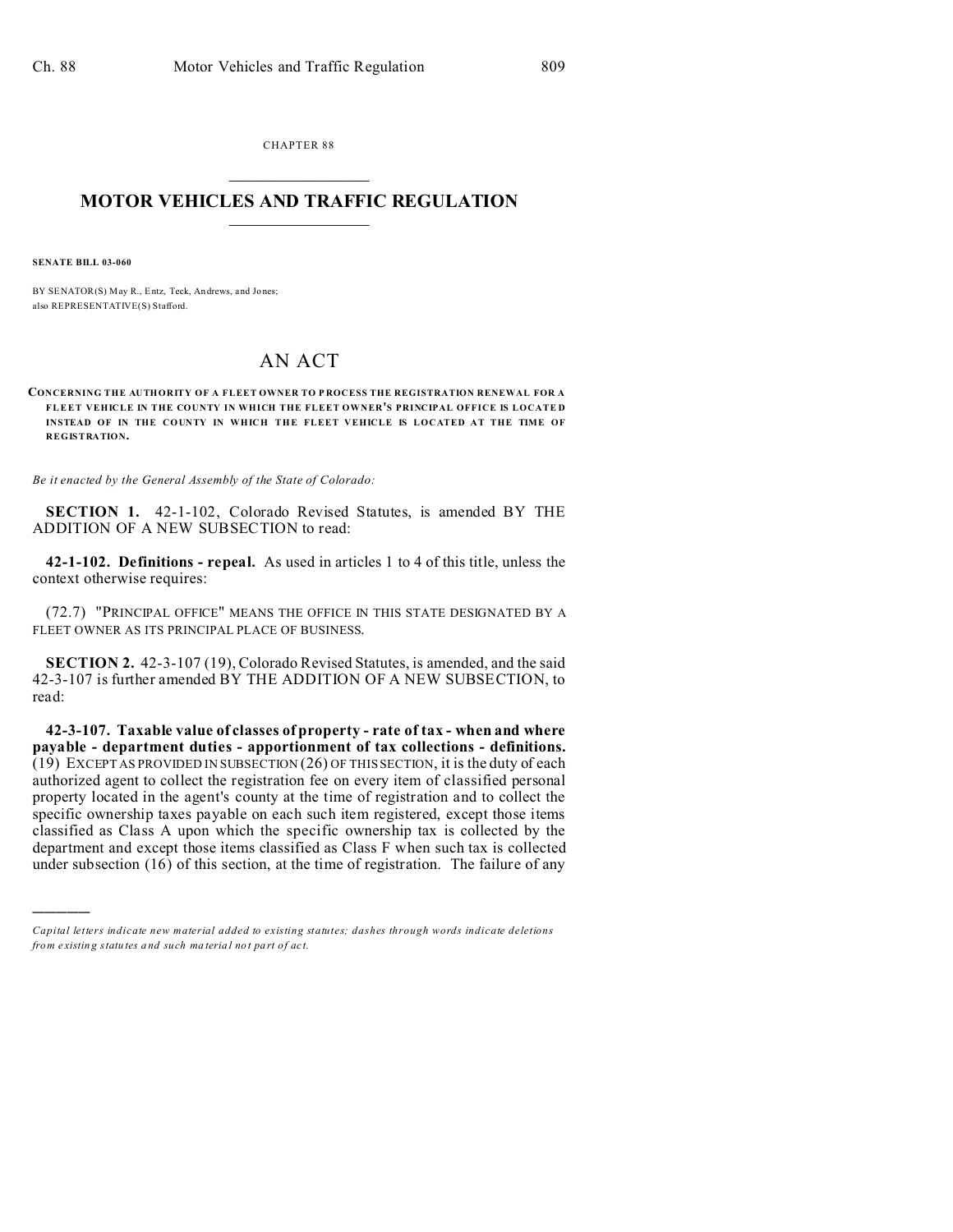CHAPTER 88

# MOTOR VEHICLES AND TRAFFIC REGULATION

**SENATE BILL 03-060**

BY SENATOR(S) May R., Entz, Teck, Andrews, and Jones;
also REPRESENTATIVE(S) Stafford.

## AN ACT

**CONCERNING THE AUTHORITY OF A FLEET OWNER TO PROCESS THE REGISTRATION RENEWAL FOR A FLEET VEHICLE IN THE COUNTY IN WHICH THE FLEET OWNER'S PRINCIPAL OFFICE IS LOCATED INSTEAD OF IN THE COUNTY IN WHICH THE FLEET VEHICLE IS LOCATED AT THE TIME OF REGISTRATION.**

*Be it enacted by the General Assembly of the State of Colorado:*

**SECTION 1.** 42-1-102, Colorado Revised Statutes, is amended BY THE ADDITION OF A NEW SUBSECTION to read:

**42-1-102. Definitions - repeal.** As used in articles 1 to 4 of this title, unless the context otherwise requires:

(72.7) "PRINCIPAL OFFICE" MEANS THE OFFICE IN THIS STATE DESIGNATED BY A FLEET OWNER AS ITS PRINCIPAL PLACE OF BUSINESS.

**SECTION 2.** 42-3-107 (19), Colorado Revised Statutes, is amended, and the said 42-3-107 is further amended BY THE ADDITION OF A NEW SUBSECTION, to read:

**42-3-107. Taxable value of classes of property - rate of tax - when and where payable - department duties - apportionment of tax collections - definitions.** (19) EXCEPT AS PROVIDED IN SUBSECTION (26) OF THIS SECTION, it is the duty of each authorized agent to collect the registration fee on every item of classified personal property located in the agent's county at the time of registration and to collect the specific ownership taxes payable on each such item registered, except those items classified as Class A upon which the specific ownership tax is collected by the department and except those items classified as Class F when such tax is collected under subsection (16) of this section, at the time of registration. The failure of any

---

*Capital letters indicate new material added to existing statutes; dashes through words indicate deletions from existing statutes and such material not part of act.*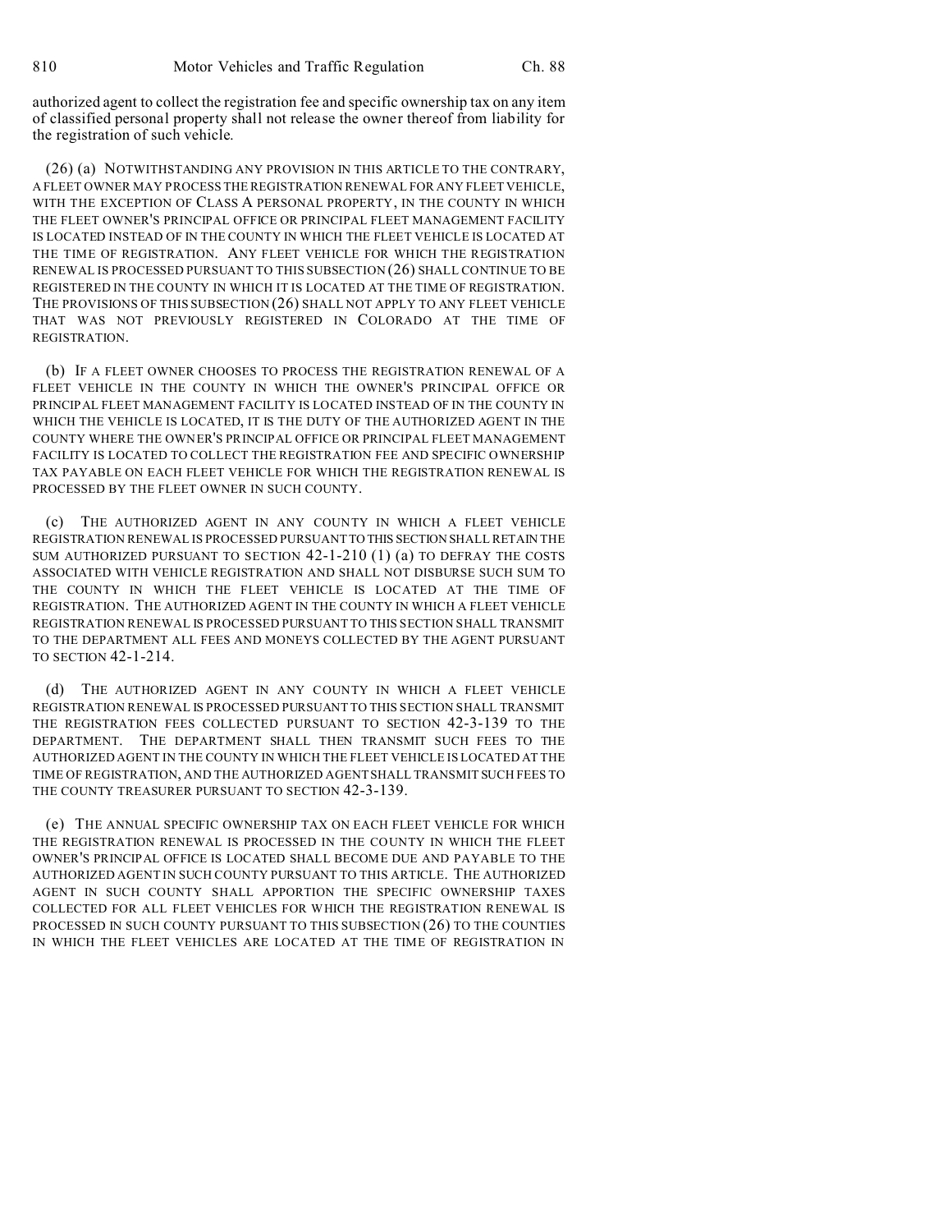authorized agent to collect the registration fee and specific ownership tax on any item of classified personal property shall not release the owner thereof from liability for the registration of such vehicle.

(26) (a) NOTWITHSTANDING ANY PROVISION IN THIS ARTICLE TO THE CONTRARY, A FLEET OWNER MAY PROCESS THE REGISTRATION RENEWAL FOR ANY FLEET VEHICLE, WITH THE EXCEPTION OF CLASS A PERSONAL PROPERTY, IN THE COUNTY IN WHICH THE FLEET OWNER'S PRINCIPAL OFFICE OR PRINCIPAL FLEET MANAGEMENT FACILITY IS LOCATED INSTEAD OF IN THE COUNTY IN WHICH THE FLEET VEHICLE IS LOCATED AT THE TIME OF REGISTRATION. ANY FLEET VEHICLE FOR WHICH THE REGISTRATION RENEWAL IS PROCESSED PURSUANT TO THIS SUBSECTION (26) SHALL CONTINUE TO BE REGISTERED IN THE COUNTY IN WHICH IT IS LOCATED AT THE TIME OF REGISTRATION. THE PROVISIONS OF THIS SUBSECTION (26) SHALL NOT APPLY TO ANY FLEET VEHICLE THAT WAS NOT PREVIOUSLY REGISTERED IN COLORADO AT THE TIME OF REGISTRATION.

(b) IF A FLEET OWNER CHOOSES TO PROCESS THE REGISTRATION RENEWAL OF A FLEET VEHICLE IN THE COUNTY IN WHICH THE OWNER'S PRINCIPAL OFFICE OR PRINCIPAL FLEET MANAGEMENT FACILITY IS LOCATED INSTEAD OF IN THE COUNTY IN WHICH THE VEHICLE IS LOCATED, IT IS THE DUTY OF THE AUTHORIZED AGENT IN THE COUNTY WHERE THE OWNER'S PRINCIPAL OFFICE OR PRINCIPAL FLEET MANAGEMENT FACILITY IS LOCATED TO COLLECT THE REGISTRATION FEE AND SPECIFIC OWNERSHIP TAX PAYABLE ON EACH FLEET VEHICLE FOR WHICH THE REGISTRATION RENEWAL IS PROCESSED BY THE FLEET OWNER IN SUCH COUNTY.

(c) THE AUTHORIZED AGENT IN ANY COUNTY IN WHICH A FLEET VEHICLE REGISTRATION RENEWAL IS PROCESSED PURSUANT TO THIS SECTION SHALL RETAIN THE SUM AUTHORIZED PURSUANT TO SECTION 42-1-210 (1) (a) TO DEFRAY THE COSTS ASSOCIATED WITH VEHICLE REGISTRATION AND SHALL NOT DISBURSE SUCH SUM TO THE COUNTY IN WHICH THE FLEET VEHICLE IS LOCATED AT THE TIME OF REGISTRATION. THE AUTHORIZED AGENT IN THE COUNTY IN WHICH A FLEET VEHICLE REGISTRATION RENEWAL IS PROCESSED PURSUANT TO THIS SECTION SHALL TRANSMIT TO THE DEPARTMENT ALL FEES AND MONEYS COLLECTED BY THE AGENT PURSUANT TO SECTION 42-1-214.

(d) THE AUTHORIZED AGENT IN ANY COUNTY IN WHICH A FLEET VEHICLE REGISTRATION RENEWAL IS PROCESSED PURSUANT TO THIS SECTION SHALL TRANSMIT THE REGISTRATION FEES COLLECTED PURSUANT TO SECTION 42-3-139 TO THE DEPARTMENT. THE DEPARTMENT SHALL THEN TRANSMIT SUCH FEES TO THE AUTHORIZED AGENT IN THE COUNTY IN WHICH THE FLEET VEHICLE IS LOCATED AT THE TIME OF REGISTRATION, AND THE AUTHORIZED AGENT SHALL TRANSMIT SUCH FEES TO THE COUNTY TREASURER PURSUANT TO SECTION 42-3-139.

(e) THE ANNUAL SPECIFIC OWNERSHIP TAX ON EACH FLEET VEHICLE FOR WHICH THE REGISTRATION RENEWAL IS PROCESSED IN THE COUNTY IN WHICH THE FLEET OWNER'S PRINCIPAL OFFICE IS LOCATED SHALL BECOME DUE AND PAYABLE TO THE AUTHORIZED AGENT IN SUCH COUNTY PURSUANT TO THIS ARTICLE. THE AUTHORIZED AGENT IN SUCH COUNTY SHALL APPORTION THE SPECIFIC OWNERSHIP TAXES COLLECTED FOR ALL FLEET VEHICLES FOR WHICH THE REGISTRATION RENEWAL IS PROCESSED IN SUCH COUNTY PURSUANT TO THIS SUBSECTION (26) TO THE COUNTIES IN WHICH THE FLEET VEHICLES ARE LOCATED AT THE TIME OF REGISTRATION IN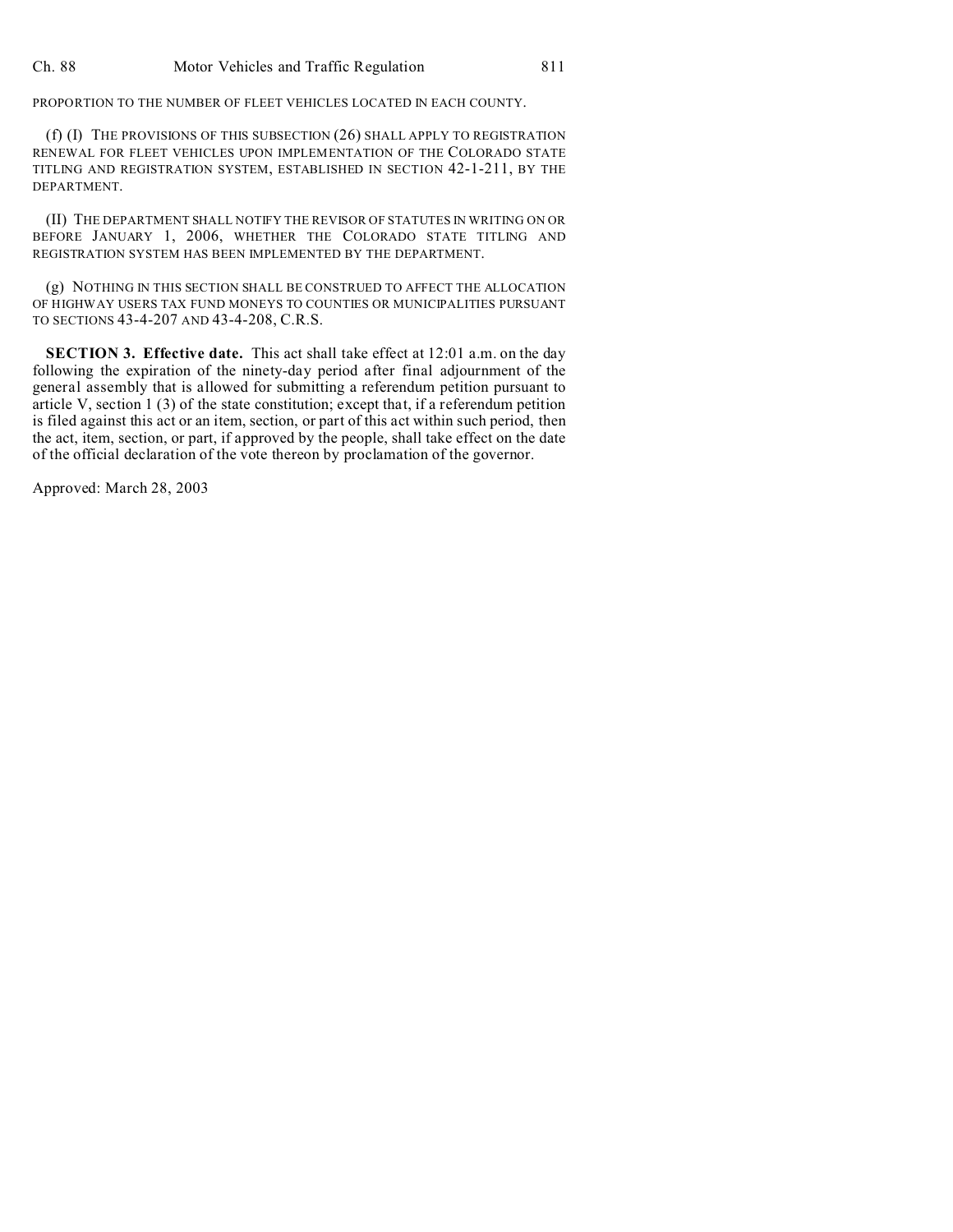PROPORTION TO THE NUMBER OF FLEET VEHICLES LOCATED IN EACH COUNTY.

(f) (I) THE PROVISIONS OF THIS SUBSECTION (26) SHALL APPLY TO REGISTRATION RENEWAL FOR FLEET VEHICLES UPON IMPLEMENTATION OF THE COLORADO STATE TITLING AND REGISTRATION SYSTEM, ESTABLISHED IN SECTION 42-1-211, BY THE DEPARTMENT.

(II) THE DEPARTMENT SHALL NOTIFY THE REVISOR OF STATUTES IN WRITING ON OR BEFORE JANUARY 1, 2006, WHETHER THE COLORADO STATE TITLING AND REGISTRATION SYSTEM HAS BEEN IMPLEMENTED BY THE DEPARTMENT.

(g) NOTHING IN THIS SECTION SHALL BE CONSTRUED TO AFFECT THE ALLOCATION OF HIGHWAY USERS TAX FUND MONEYS TO COUNTIES OR MUNICIPALITIES PURSUANT TO SECTIONS 43-4-207 AND 43-4-208, C.R.S.

**SECTION 3. Effective date.** This act shall take effect at 12:01 a.m. on the day following the expiration of the ninety-day period after final adjournment of the general assembly that is allowed for submitting a referendum petition pursuant to article V, section 1 (3) of the state constitution; except that, if a referendum petition is filed against this act or an item, section, or part of this act within such period, then the act, item, section, or part, if approved by the people, shall take effect on the date of the official declaration of the vote thereon by proclamation of the governor.

Approved: March 28, 2003